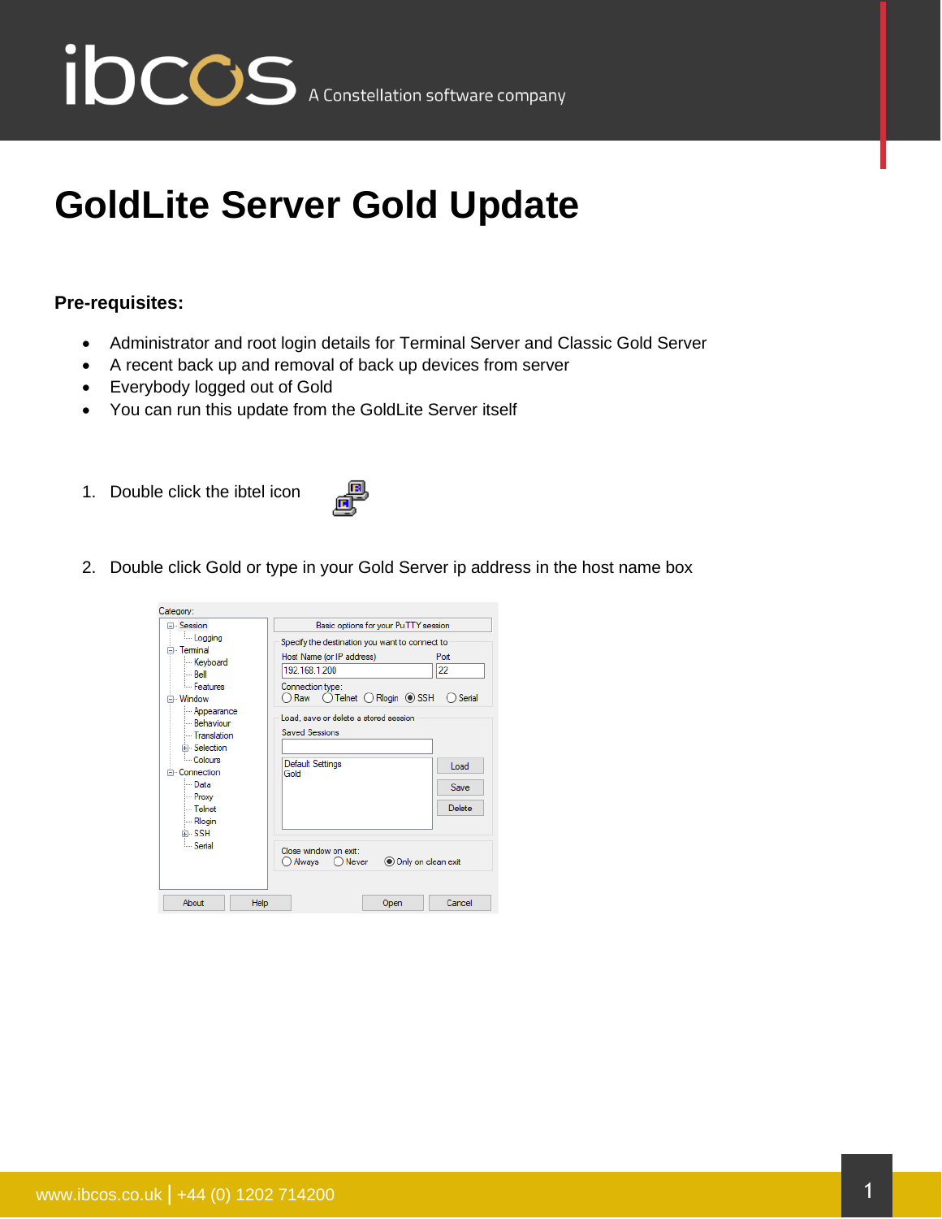# GoldLite Server Gold Update

**Pre-requisites:**

- Administrator and root login details for Terminal Server and Classic Gold Server
- A recent back up and removal of back up devices from server
- Everybody logged out of Gold
- You can run this update from the GoldLite Server itself

1. Double click the ibtel icon

2. Double click Gold or type in your Gold Server ip address in the host name box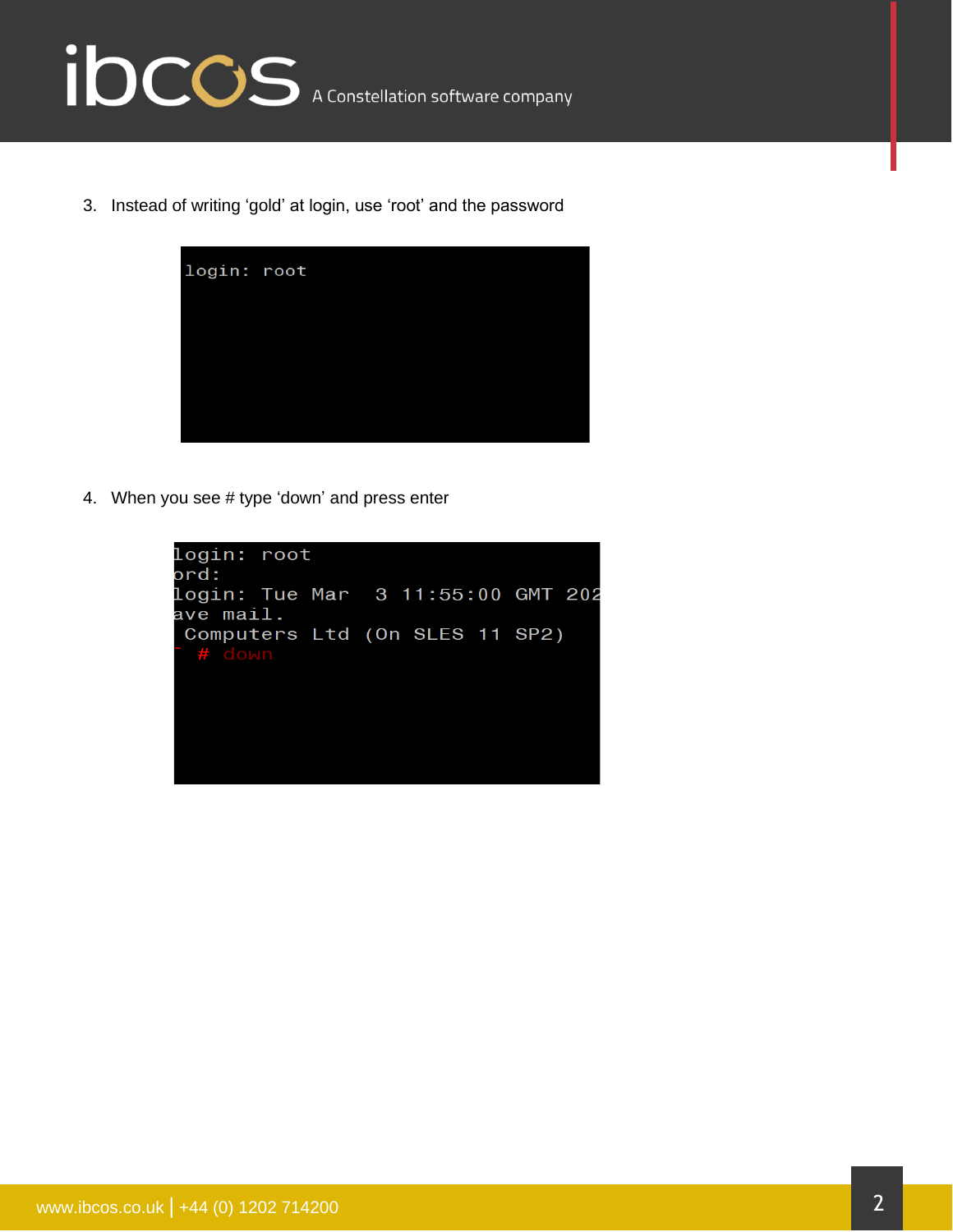3. Instead of writing 'gold' at login, use 'root' and the password

```
login: root
```

4. When you see # type 'down' and press enter

```
login: root
ord:
login: Tue Mar  3 11:55:00 GMT 202
ave mail.
 Computers Ltd (On SLES 11 SP2)
~ # down
```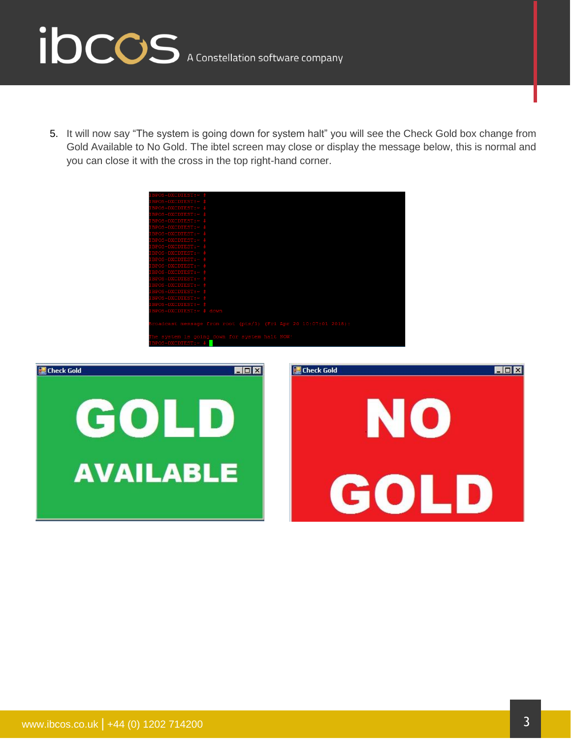5. It will now say "The system is going down for system halt" you will see the Check Gold box change from Gold Available to No Gold. The ibtel screen may close or display the message below, this is normal and you can close it with the cross in the top right-hand corner.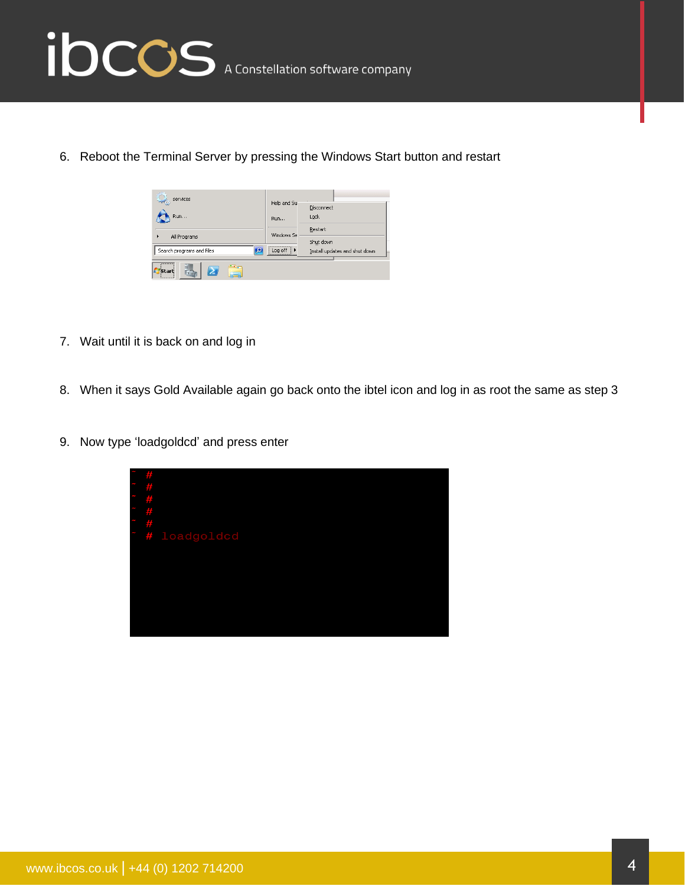6. Reboot the Terminal Server by pressing the Windows Start button and restart

7. Wait until it is back on and log in

8. When it says Gold Available again go back onto the ibtel icon and log in as root the same as step 3

9. Now type ‘loadgoldcd’ and press enter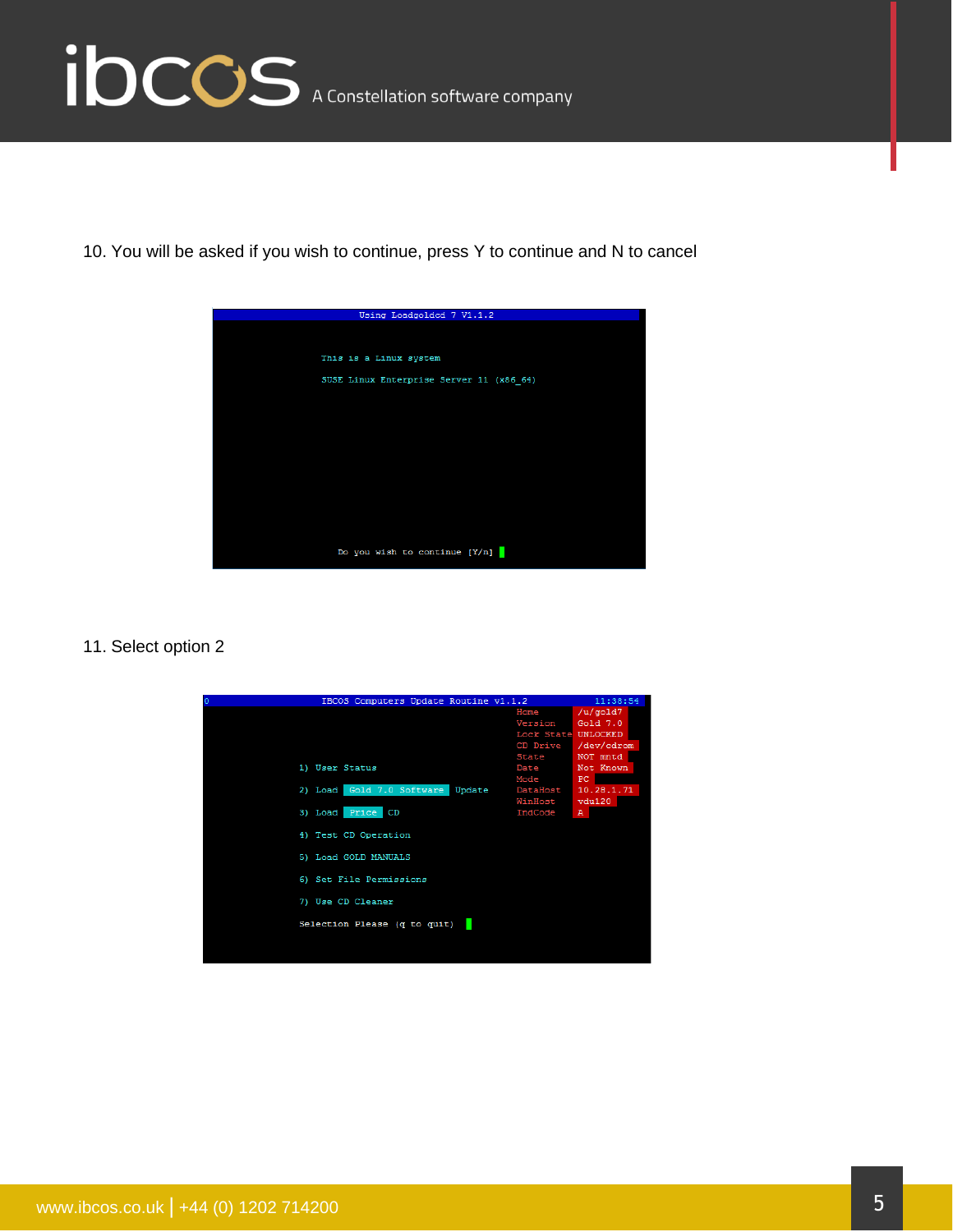10. You will be asked if you wish to continue, press Y to continue and N to cancel

```
Using Loadgoldcd 7 V1.1.2

This is a Linux system

SUSE Linux Enterprise Server 11 (x86_64)

Do you wish to continue [Y/n]
```

11. Select option 2

```
0                IBCOS Computers Update Routine v1.1.2              11:38:54
                                                          Home        /u/gold7
                                                          Version     Gold 7.0
                                                          Lock State  UNLOCKED
                                                          CD Drive    /dev/cdrom
                                                          State       NOT mntd
        1) User Status                                    Date        Not Known
                                                          Mode        PC
        2) Load  Gold 7.0 Software  Update                DataHost    10.28.1.71
                                                          WinHost     vdu120
        3) Load  Price  CD                                IndCode     A

        4) Test CD Operation

        5) Load GOLD MANUALS

        6) Set File Permissions

        7) Use CD Cleaner

        Selection Please (q to quit)
```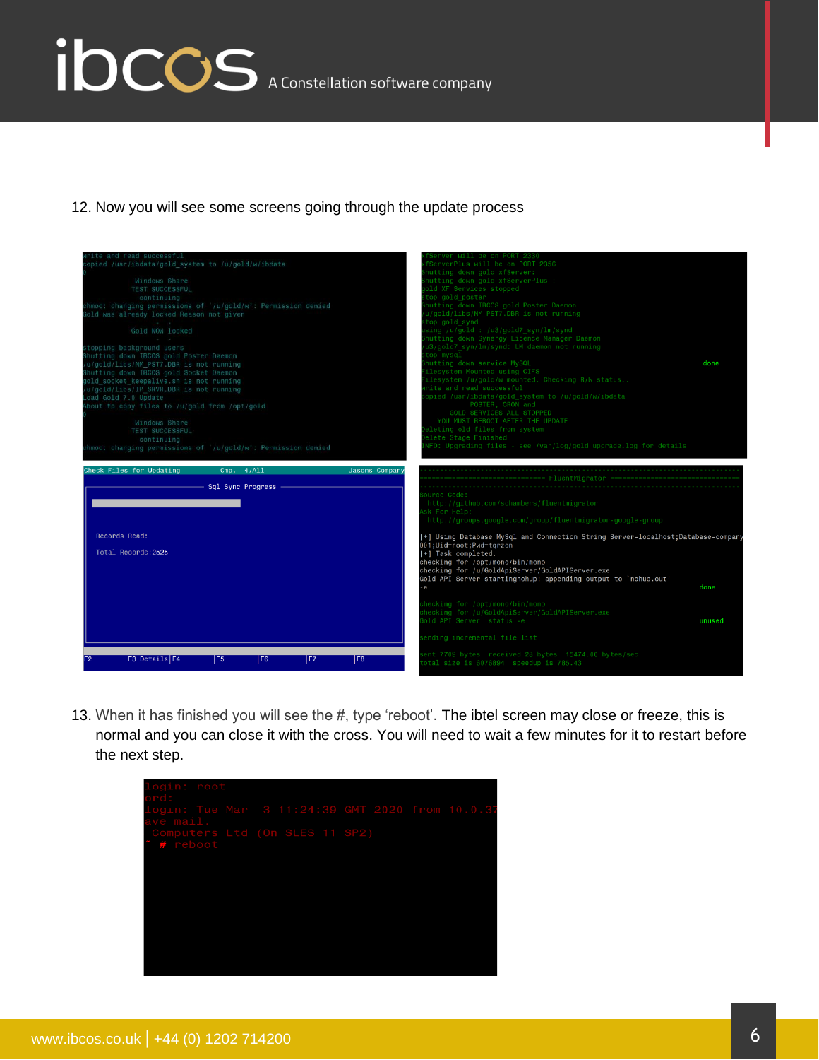12. Now you will see some screens going through the update process

13. When it has finished you will see the #, type 'reboot'. The ibtel screen may close or freeze, this is normal and you can close it with the cross. You will need to wait a few minutes for it to restart before the next step.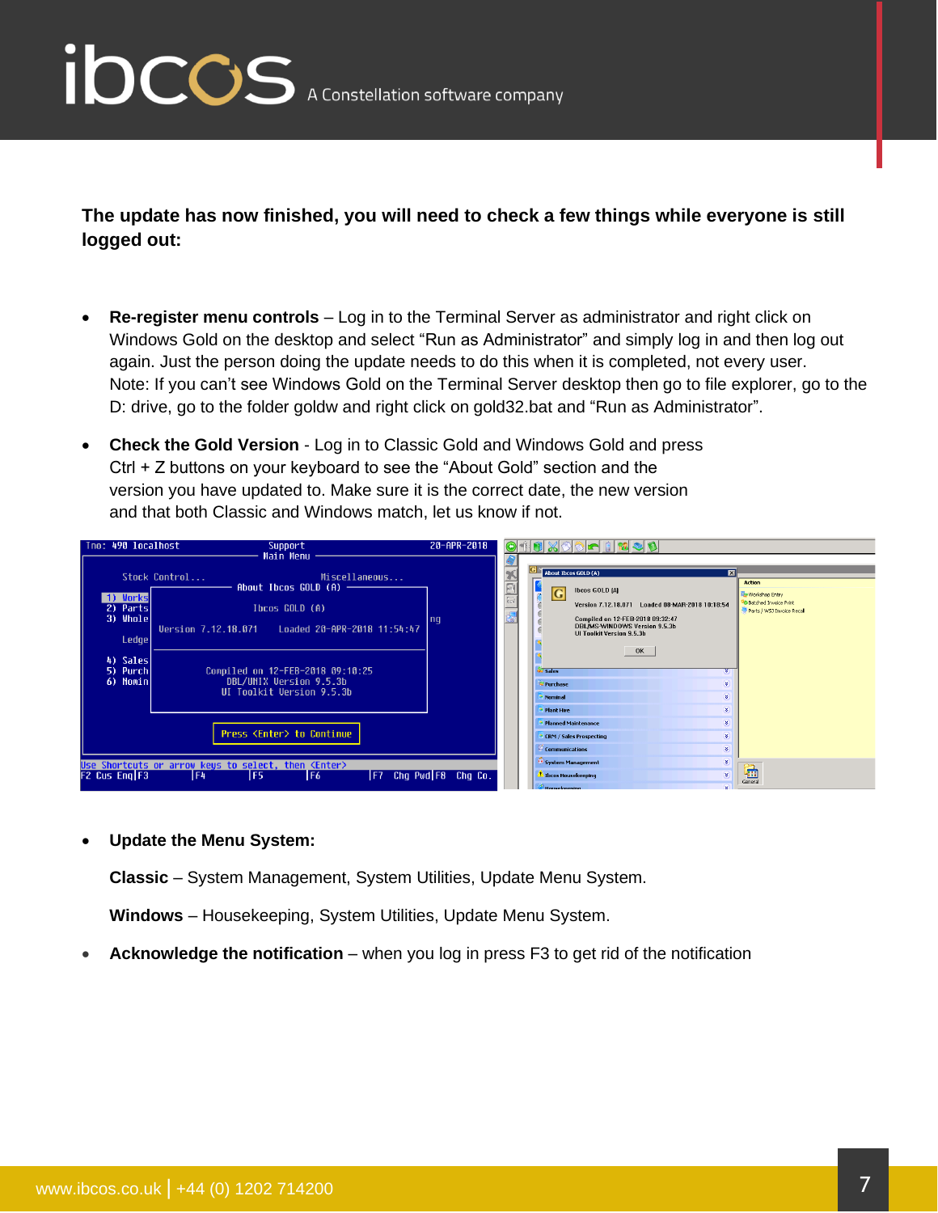**The update has now finished, you will need to check a few things while everyone is still logged out:**

- **Re-register menu controls** – Log in to the Terminal Server as administrator and right click on Windows Gold on the desktop and select “Run as Administrator” and simply log in and then log out again. Just the person doing the update needs to do this when it is completed, not every user. Note: If you can’t see Windows Gold on the Terminal Server desktop then go to file explorer, go to the D: drive, go to the folder goldw and right click on gold32.bat and “Run as Administrator”.

- **Check the Gold Version** - Log in to Classic Gold and Windows Gold and press Ctrl + Z buttons on your keyboard to see the “About Gold” section and the version you have updated to. Make sure it is the correct date, the new version and that both Classic and Windows match, let us know if not.

- **Update the Menu System:**

  **Classic** – System Management, System Utilities, Update Menu System.

  **Windows** – Housekeeping, System Utilities, Update Menu System.

- **Acknowledge the notification** – when you log in press F3 to get rid of the notification